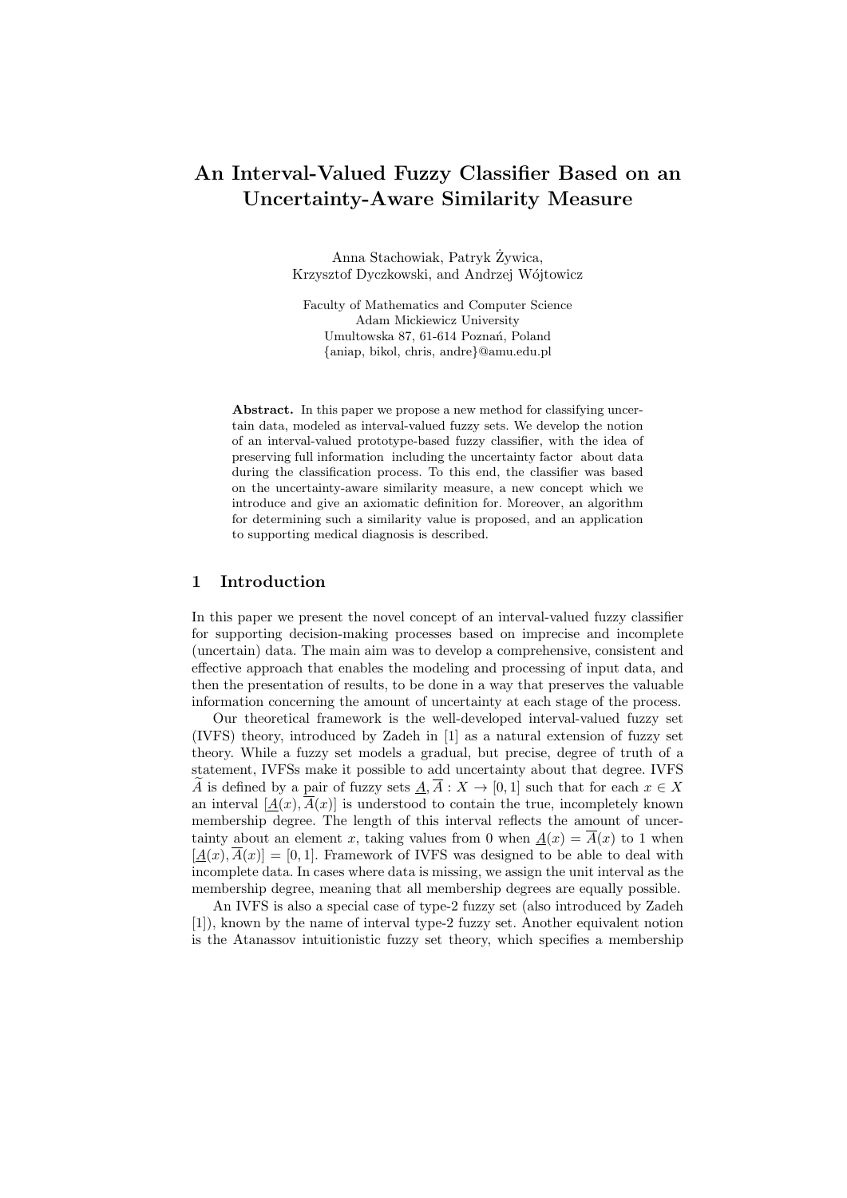# An Interval-Valued Fuzzy Classifier Based on an Uncertainty-Aware Similarity Measure

Anna Stachowiak, Patryk Żywica,
Krzysztof Dyczkowski, and Andrzej Wójtowicz

Faculty of Mathematics and Computer Science
Adam Mickiewicz University
Umultowska 87, 61-614 Poznań, Poland
{aniap, bikol, chris, andre}@amu.edu.pl

**Abstract.** In this paper we propose a new method for classifying uncertain data, modeled as interval-valued fuzzy sets. We develop the notion of an interval-valued prototype-based fuzzy classifier, with the idea of preserving full information including the uncertainty factor about data during the classification process. To this end, the classifier was based on the uncertainty-aware similarity measure, a new concept which we introduce and give an axiomatic definition for. Moreover, an algorithm for determining such a similarity value is proposed, and an application to supporting medical diagnosis is described.

## 1 Introduction

In this paper we present the novel concept of an interval-valued fuzzy classifier for supporting decision-making processes based on imprecise and incomplete (uncertain) data. The main aim was to develop a comprehensive, consistent and effective approach that enables the modeling and processing of input data, and then the presentation of results, to be done in a way that preserves the valuable information concerning the amount of uncertainty at each stage of the process.

Our theoretical framework is the well-developed interval-valued fuzzy set (IVFS) theory, introduced by Zadeh in [1] as a natural extension of fuzzy set theory. While a fuzzy set models a gradual, but precise, degree of truth of a statement, IVFSs make it possible to add uncertainty about that degree. IVFS $\widetilde{A}$ is defined by a pair of fuzzy sets $\underline{A}, \overline{A} : X \to [0, 1]$ such that for each $x \in X$ an interval $[\underline{A}(x), \overline{A}(x)]$ is understood to contain the true, incompletely known membership degree. The length of this interval reflects the amount of uncertainty about an element $x$, taking values from 0 when $\underline{A}(x) = \overline{A}(x)$ to 1 when $[\underline{A}(x), \overline{A}(x)] = [0, 1]$. Framework of IVFS was designed to be able to deal with incomplete data. In cases where data is missing, we assign the unit interval as the membership degree, meaning that all membership degrees are equally possible.

An IVFS is also a special case of type-2 fuzzy set (also introduced by Zadeh [1]), known by the name of interval type-2 fuzzy set. Another equivalent notion is the Atanassov intuitionistic fuzzy set theory, which specifies a membership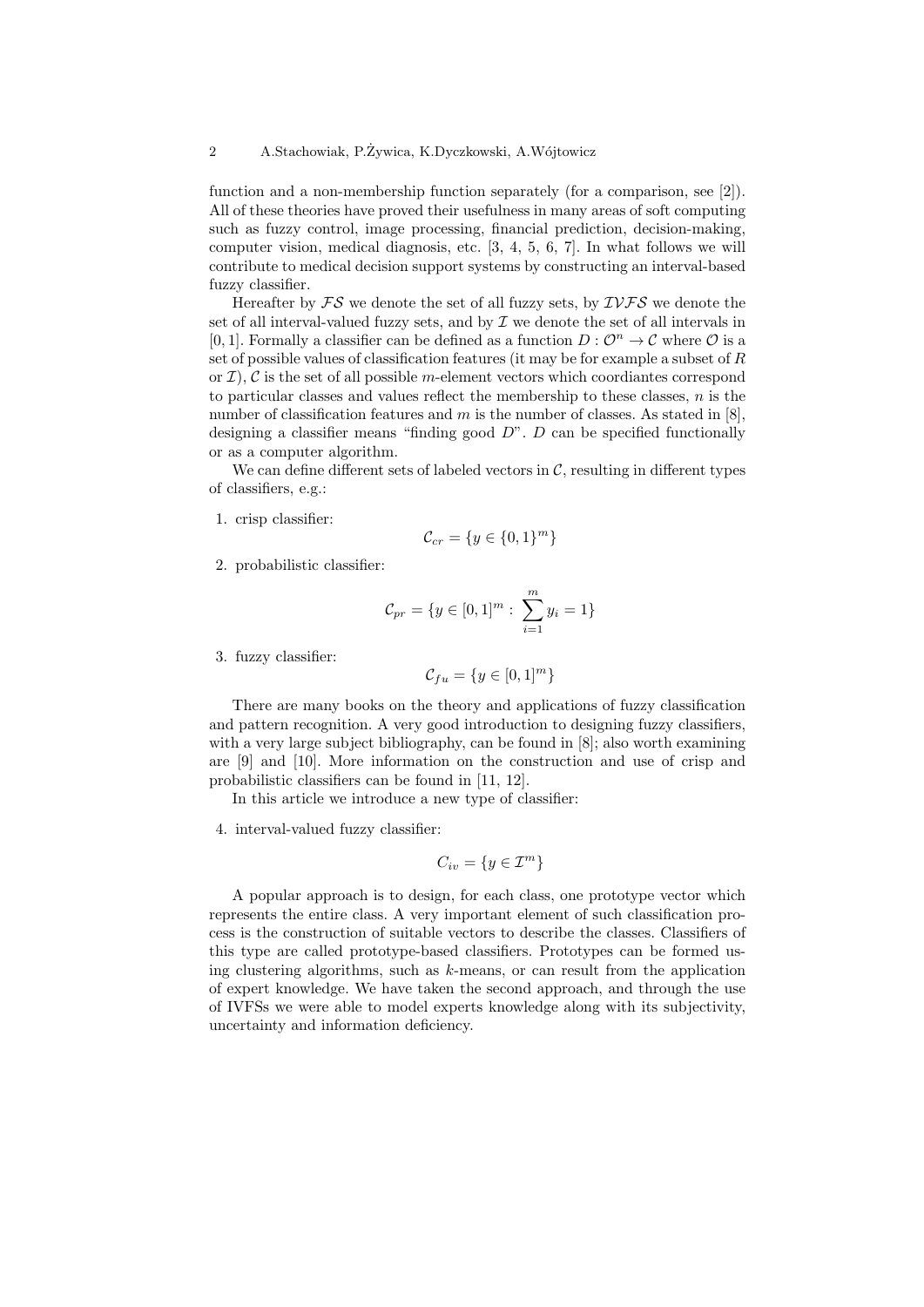function and a non-membership function separately (for a comparison, see [2]). All of these theories have proved their usefulness in many areas of soft computing such as fuzzy control, image processing, financial prediction, decision-making, computer vision, medical diagnosis, etc. [3, 4, 5, 6, 7]. In what follows we will contribute to medical decision support systems by constructing an interval-based fuzzy classifier.

Hereafter by $\mathcal{FS}$ we denote the set of all fuzzy sets, by $\mathcal{IVFS}$ we denote the set of all interval-valued fuzzy sets, and by $\mathcal{I}$ we denote the set of all intervals in $[0, 1]$. Formally a classifier can be defined as a function $D : \mathcal{O}^n \to \mathcal{C}$ where $\mathcal{O}$ is a set of possible values of classification features (it may be for example a subset of $R$ or $\mathcal{I}$), $\mathcal{C}$ is the set of all possible $m$-element vectors which coordiantes correspond to particular classes and values reflect the membership to these classes, $n$ is the number of classification features and $m$ is the number of classes. As stated in [8], designing a classifier means "finding good $D$". $D$ can be specified functionally or as a computer algorithm.

We can define different sets of labeled vectors in $\mathcal{C}$, resulting in different types of classifiers, e.g.:

1. crisp classifier:
$$\mathcal{C}_{cr} = \{y \in \{0, 1\}^m\}$$
2. probabilistic classifier:
$$\mathcal{C}_{pr} = \{y \in [0, 1]^m : \sum_{i=1}^{m} y_i = 1\}$$
3. fuzzy classifier:
$$\mathcal{C}_{fu} = \{y \in [0, 1]^m\}$$

There are many books on the theory and applications of fuzzy classification and pattern recognition. A very good introduction to designing fuzzy classifiers, with a very large subject bibliography, can be found in [8]; also worth examining are [9] and [10]. More information on the construction and use of crisp and probabilistic classifiers can be found in [11, 12].

In this article we introduce a new type of classifier:

4. interval-valued fuzzy classifier:
$$C_{iv} = \{y \in \mathcal{I}^m\}$$

A popular approach is to design, for each class, one prototype vector which represents the entire class. A very important element of such classification process is the construction of suitable vectors to describe the classes. Classifiers of this type are called prototype-based classifiers. Prototypes can be formed using clustering algorithms, such as $k$-means, or can result from the application of expert knowledge. We have taken the second approach, and through the use of IVFSs we were able to model experts knowledge along with its subjectivity, uncertainty and information deficiency.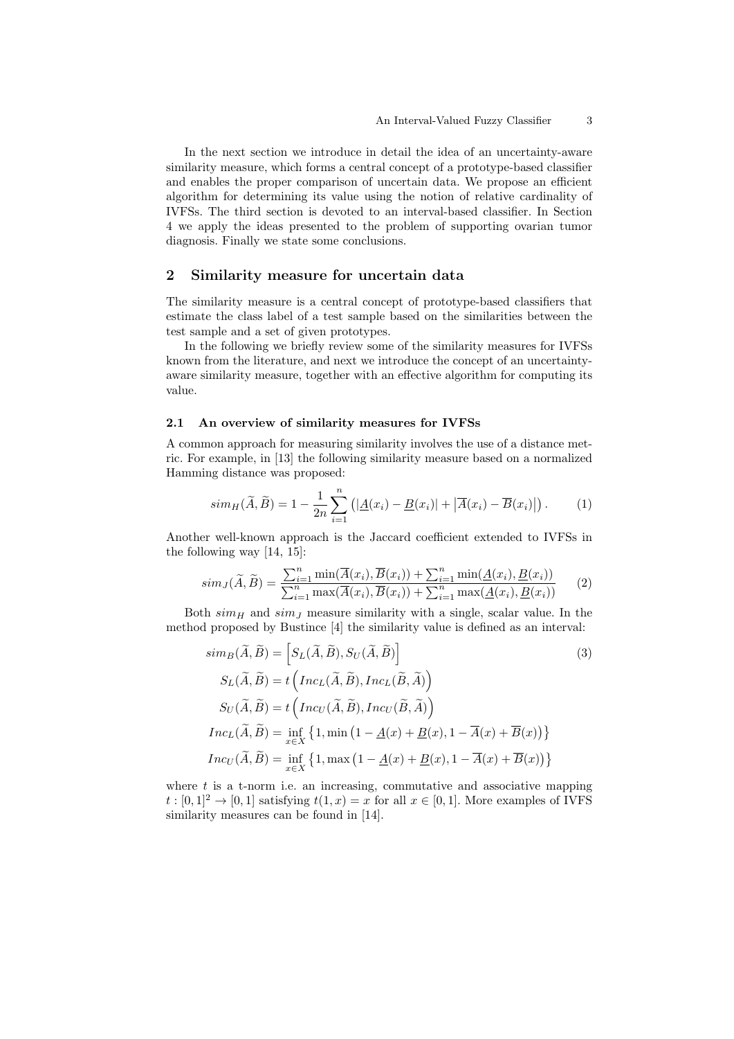In the next section we introduce in detail the idea of an uncertainty-aware similarity measure, which forms a central concept of a prototype-based classifier and enables the proper comparison of uncertain data. We propose an efficient algorithm for determining its value using the notion of relative cardinality of IVFSs. The third section is devoted to an interval-based classifier. In Section 4 we apply the ideas presented to the problem of supporting ovarian tumor diagnosis. Finally we state some conclusions.

## 2 Similarity measure for uncertain data

The similarity measure is a central concept of prototype-based classifiers that estimate the class label of a test sample based on the similarities between the test sample and a set of given prototypes.

In the following we briefly review some of the similarity measures for IVFSs known from the literature, and next we introduce the concept of an uncertainty-aware similarity measure, together with an effective algorithm for computing its value.

### 2.1 An overview of similarity measures for IVFSs

A common approach for measuring similarity involves the use of a distance metric. For example, in [13] the following similarity measure based on a normalized Hamming distance was proposed:

$$sim_H(\widetilde{A}, \widetilde{B}) = 1 - \frac{1}{2n} \sum_{i=1}^{n} \left( |\underline{A}(x_i) - \underline{B}(x_i)| + \left|\overline{A}(x_i) - \overline{B}(x_i)\right| \right). \tag{1}$$

Another well-known approach is the Jaccard coefficient extended to IVFSs in the following way [14, 15]:

$$sim_J(\widetilde{A}, \widetilde{B}) = \frac{\sum_{i=1}^{n} \min(\overline{A}(x_i), \overline{B}(x_i)) + \sum_{i=1}^{n} \min(\underline{A}(x_i), \underline{B}(x_i))}{\sum_{i=1}^{n} \max(\overline{A}(x_i), \overline{B}(x_i)) + \sum_{i=1}^{n} \max(\underline{A}(x_i), \underline{B}(x_i))} \tag{2}$$

Both $sim_H$ and $sim_J$ measure similarity with a single, scalar value. In the method proposed by Bustince [4] the similarity value is defined as an interval:

$$\begin{aligned}
sim_B(\widetilde{A}, \widetilde{B}) &= \left[ S_L(\widetilde{A}, \widetilde{B}), S_U(\widetilde{A}, \widetilde{B}) \right] \\
S_L(\widetilde{A}, \widetilde{B}) &= t\left( Inc_L(\widetilde{A}, \widetilde{B}), Inc_L(\widetilde{B}, \widetilde{A}) \right) \\
S_U(\widetilde{A}, \widetilde{B}) &= t\left( Inc_U(\widetilde{A}, \widetilde{B}), Inc_U(\widetilde{B}, \widetilde{A}) \right) \\
Inc_L(\widetilde{A}, \widetilde{B}) &= \inf_{x \in X} \left\{ 1, \min\left( 1 - \underline{A}(x) + \underline{B}(x), 1 - \overline{A}(x) + \overline{B}(x) \right) \right\} \\
Inc_U(\widetilde{A}, \widetilde{B}) &= \inf_{x \in X} \left\{ 1, \max\left( 1 - \underline{A}(x) + \underline{B}(x), 1 - \overline{A}(x) + \overline{B}(x) \right) \right\}
\end{aligned} \tag{3}$$

where $t$ is a t-norm i.e. an increasing, commutative and associative mapping $t : [0, 1]^2 \to [0, 1]$ satisfying $t(1, x) = x$ for all $x \in [0, 1]$. More examples of IVFS similarity measures can be found in [14].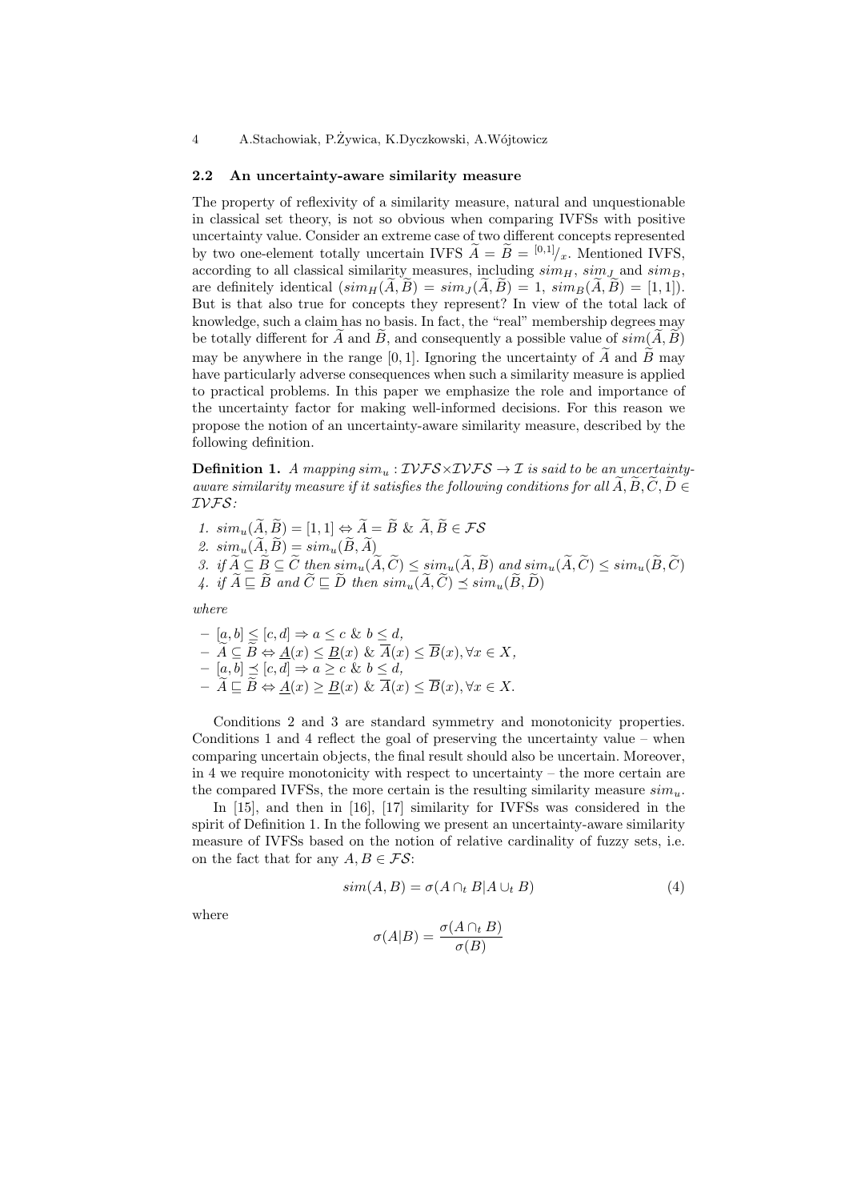### 2.2 An uncertainty-aware similarity measure

The property of reflexivity of a similarity measure, natural and unquestionable in classical set theory, is not so obvious when comparing IVFSs with positive uncertainty value. Consider an extreme case of two different concepts represented by two one-element totally uncertain IVFS $\widetilde{A} = \widetilde{B} = {}^{[0,1]}/_x$. Mentioned IVFS, according to all classical similarity measures, including $sim_H$, $sim_J$ and $sim_B$, are definitely identical ($sim_H(\widetilde{A}, \widetilde{B}) = sim_J(\widetilde{A}, \widetilde{B}) = 1$, $sim_B(\widetilde{A}, \widetilde{B}) = [1, 1]$). But is that also true for concepts they represent? In view of the total lack of knowledge, such a claim has no basis. In fact, the "real" membership degrees may be totally different for $\widetilde{A}$ and $\widetilde{B}$, and consequently a possible value of $sim(\widetilde{A}, \widetilde{B})$ may be anywhere in the range $[0, 1]$. Ignoring the uncertainty of $\widetilde{A}$ and $\widetilde{B}$ may have particularly adverse consequences when such a similarity measure is applied to practical problems. In this paper we emphasize the role and importance of the uncertainty factor for making well-informed decisions. For this reason we propose the notion of an uncertainty-aware similarity measure, described by the following definition.

**Definition 1.** *A mapping $sim_u : \mathcal{IVFS} \times \mathcal{IVFS} \to \mathcal{I}$ is said to be an uncertainty-aware similarity measure if it satisfies the following conditions for all $\widetilde{A}, \widetilde{B}, \widetilde{C}, \widetilde{D} \in \mathcal{IVFS}$:*

1. $sim_u(\widetilde{A}, \widetilde{B}) = [1, 1] \Leftrightarrow \widetilde{A} = \widetilde{B}$ & $\widetilde{A}, \widetilde{B} \in \mathcal{FS}$
2. $sim_u(\widetilde{A}, \widetilde{B}) = sim_u(\widetilde{B}, \widetilde{A})$
3. *if* $\widetilde{A} \subseteq \widetilde{B} \subseteq \widetilde{C}$ *then* $sim_u(\widetilde{A}, \widetilde{C}) \leq sim_u(\widetilde{A}, \widetilde{B})$ *and* $sim_u(\widetilde{A}, \widetilde{C}) \leq sim_u(\widetilde{B}, \widetilde{C})$
4. *if* $\widetilde{A} \sqsubseteq \widetilde{B}$ *and* $\widetilde{C} \sqsubseteq \widetilde{D}$ *then* $sim_u(\widetilde{A}, \widetilde{C}) \preceq sim_u(\widetilde{B}, \widetilde{D})$

*where*

- $[a, b] \leq [c, d] \Rightarrow a \leq c$ & $b \leq d$,
- $\widetilde{A} \subseteq \widetilde{B} \Leftrightarrow \underline{A}(x) \leq \underline{B}(x)$ & $\overline{A}(x) \leq \overline{B}(x), \forall x \in X$,
- $[a, b] \preceq [c, d] \Rightarrow a \geq c$ & $b \leq d$,
- $\widetilde{A} \sqsubseteq \widetilde{B} \Leftrightarrow \underline{A}(x) \geq \underline{B}(x)$ & $\overline{A}(x) \leq \overline{B}(x), \forall x \in X$.

Conditions 2 and 3 are standard symmetry and monotonicity properties. Conditions 1 and 4 reflect the goal of preserving the uncertainty value – when comparing uncertain objects, the final result should also be uncertain. Moreover, in 4 we require monotonicity with respect to uncertainty – the more certain are the compared IVFSs, the more certain is the resulting similarity measure $sim_u$.

In [15], and then in [16], [17] similarity for IVFSs was considered in the spirit of Definition 1. In the following we present an uncertainty-aware similarity measure of IVFSs based on the notion of relative cardinality of fuzzy sets, i.e. on the fact that for any $A, B \in \mathcal{FS}$:

$$sim(A, B) = \sigma(A \cap_t B | A \cup_t B) \tag{4}$$

where

$$\sigma(A|B) = \frac{\sigma(A \cap_t B)}{\sigma(B)}$$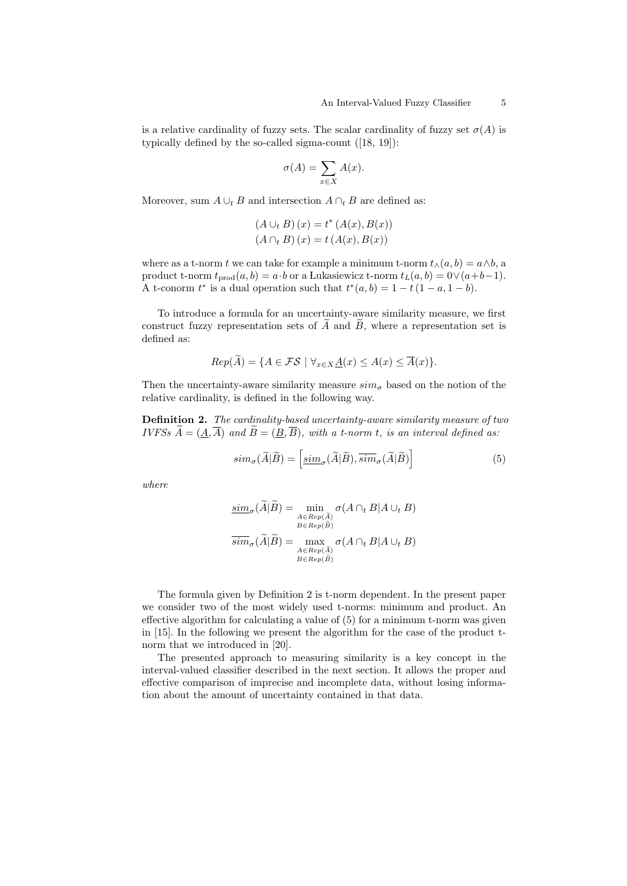is a relative cardinality of fuzzy sets. The scalar cardinality of fuzzy set $\sigma(A)$ is typically defined by the so-called sigma-count ([18, 19]):

$$\sigma(A) = \sum_{x \in X} A(x).$$

Moreover, sum $A \cup_t B$ and intersection $A \cap_t B$ are defined as:

$$(A \cup_t B)(x) = t^*(A(x), B(x))$$
$$(A \cap_t B)(x) = t(A(x), B(x))$$

where as a t-norm $t$ we can take for example a minimum t-norm $t_\wedge(a,b) = a \wedge b$, a product t-norm $t_{\text{prod}}(a,b) = a \cdot b$ or a Łukasiewicz t-norm $t_L(a,b) = 0 \vee (a+b-1)$. A t-conorm $t^*$ is a dual operation such that $t^*(a,b) = 1 - t(1-a, 1-b)$.

To introduce a formula for an uncertainty-aware similarity measure, we first construct fuzzy representation sets of $\widetilde{A}$ and $\widetilde{B}$, where a representation set is defined as:

$$Rep(\widetilde{A}) = \{A \in \mathcal{FS} \mid \forall_{x \in X} \underline{A}(x) \leq A(x) \leq \overline{A}(x)\}.$$

Then the uncertainty-aware similarity measure $sim_\sigma$ based on the notion of the relative cardinality, is defined in the following way.

**Definition 2.** *The cardinality-based uncertainty-aware similarity measure of two IVFSs $\widetilde{A} = (\underline{A}, \overline{A})$ and $\widetilde{B} = (\underline{B}, \overline{B})$, with a t-norm $t$, is an interval defined as:*

$$sim_\sigma(\widetilde{A}|\widetilde{B}) = \left[\underline{sim}_\sigma(\widetilde{A}|\widetilde{B}), \overline{sim}_\sigma(\widetilde{A}|\widetilde{B})\right] \tag{5}$$

*where*

$$\underline{sim}_\sigma(\widetilde{A}|\widetilde{B}) = \min_{\substack{A \in Rep(\widetilde{A}) \\ B \in Rep(\widetilde{B})}} \sigma(A \cap_t B | A \cup_t B)$$
$$\overline{sim}_\sigma(\widetilde{A}|\widetilde{B}) = \max_{\substack{A \in Rep(\widetilde{A}) \\ B \in Rep(\widetilde{B})}} \sigma(A \cap_t B | A \cup_t B)$$

The formula given by Definition 2 is t-norm dependent. In the present paper we consider two of the most widely used t-norms: minimum and product. An effective algorithm for calculating a value of (5) for a minimum t-norm was given in [15]. In the following we present the algorithm for the case of the product t-norm that we introduced in [20].

The presented approach to measuring similarity is a key concept in the interval-valued classifier described in the next section. It allows the proper and effective comparison of imprecise and incomplete data, without losing information about the amount of uncertainty contained in that data.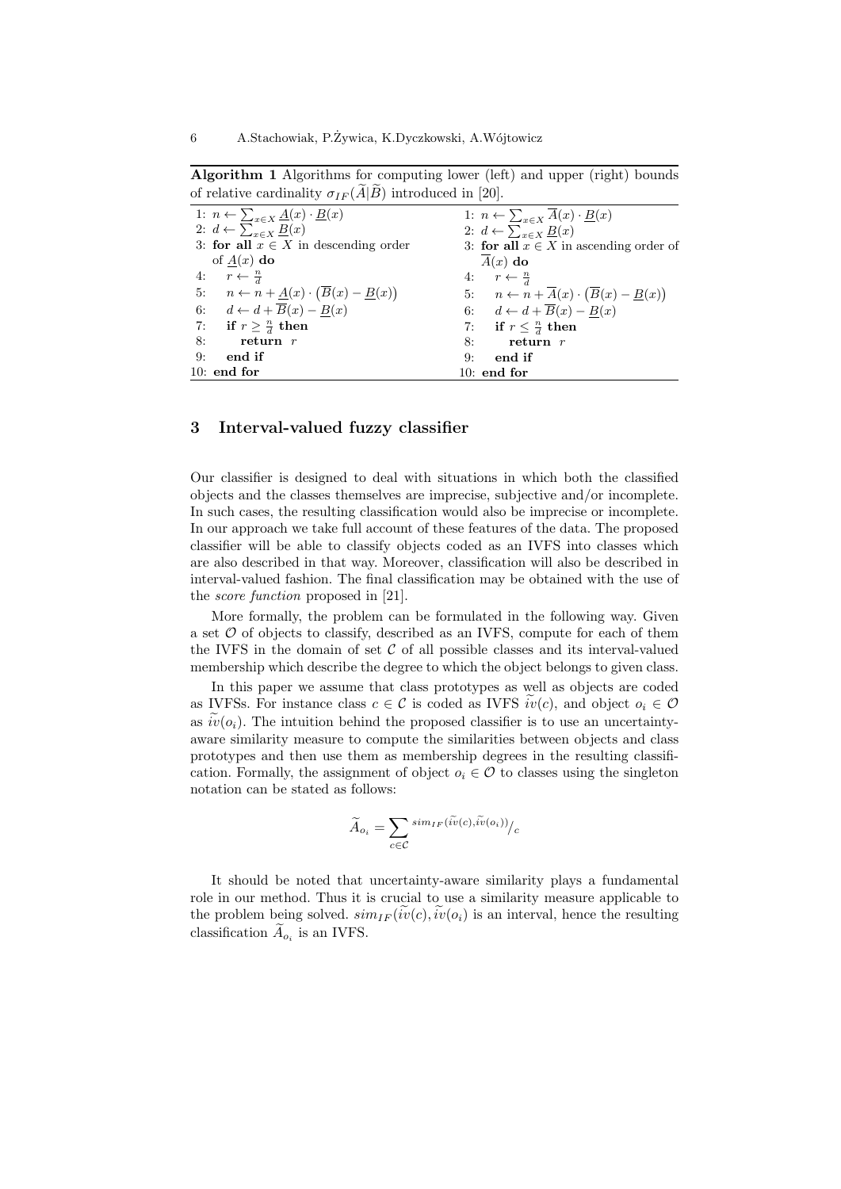**Algorithm 1** Algorithms for computing lower (left) and upper (right) bounds of relative cardinality $\sigma_{IF}(\widetilde{A}|\widetilde{B})$ introduced in [20].

| Lower bound | Upper bound |
|---|---|
| 1: $n \leftarrow \sum_{x\in X} \underline{A}(x) \cdot \underline{B}(x)$ | 1: $n \leftarrow \sum_{x\in X} \overline{A}(x) \cdot \underline{B}(x)$ |
| 2: $d \leftarrow \sum_{x\in X} \underline{B}(x)$ | 2: $d \leftarrow \sum_{x\in X} \underline{B}(x)$ |
| 3: **for all** $x \in X$ in descending order of $\underline{A}(x)$ **do** | 3: **for all** $x \in X$ in ascending order of $\overline{A}(x)$ **do** |
| 4: $\quad r \leftarrow \frac{n}{d}$ | 4: $\quad r \leftarrow \frac{n}{d}$ |
| 5: $\quad n \leftarrow n + \underline{A}(x) \cdot \left(\overline{B}(x) - \underline{B}(x)\right)$ | 5: $\quad n \leftarrow n + \overline{A}(x) \cdot \left(\overline{B}(x) - \underline{B}(x)\right)$ |
| 6: $\quad d \leftarrow d + \overline{B}(x) - \underline{B}(x)$ | 6: $\quad d \leftarrow d + \overline{B}(x) - \underline{B}(x)$ |
| 7: $\quad$ **if** $r \geq \frac{n}{d}$ **then** | 7: $\quad$ **if** $r \leq \frac{n}{d}$ **then** |
| 8: $\quad\quad$ **return** $r$ | 8: $\quad\quad$ **return** $r$ |
| 9: $\quad$ **end if** | 9: $\quad$ **end if** |
| 10: **end for** | 10: **end for** |

## 3 Interval-valued fuzzy classifier

Our classifier is designed to deal with situations in which both the classified objects and the classes themselves are imprecise, subjective and/or incomplete. In such cases, the resulting classification would also be imprecise or incomplete. In our approach we take full account of these features of the data. The proposed classifier will be able to classify objects coded as an IVFS into classes which are also described in that way. Moreover, classification will also be described in interval-valued fashion. The final classification may be obtained with the use of the *score function* proposed in [21].

More formally, the problem can be formulated in the following way. Given a set $\mathcal{O}$ of objects to classify, described as an IVFS, compute for each of them the IVFS in the domain of set $\mathcal{C}$ of all possible classes and its interval-valued membership which describe the degree to which the object belongs to given class.

In this paper we assume that class prototypes as well as objects are coded as IVFSs. For instance class $c \in \mathcal{C}$ is coded as IVFS $\widetilde{iv}(c)$, and object $o_i \in \mathcal{O}$ as $\widetilde{iv}(o_i)$. The intuition behind the proposed classifier is to use an uncertainty-aware similarity measure to compute the similarities between objects and class prototypes and then use them as membership degrees in the resulting classification. Formally, the assignment of object $o_i \in \mathcal{O}$ to classes using the singleton notation can be stated as follows:

$$\widetilde{A}_{o_i} = \sum_{c\in\mathcal{C}} {}^{sim_{IF}(\widetilde{iv}(c),\widetilde{iv}(o_i))}/_{c}$$

It should be noted that uncertainty-aware similarity plays a fundamental role in our method. Thus it is crucial to use a similarity measure applicable to the problem being solved. $sim_{IF}(\widetilde{iv}(c), \widetilde{iv}(o_i)$ is an interval, hence the resulting classification $\widetilde{A}_{o_i}$ is an IVFS.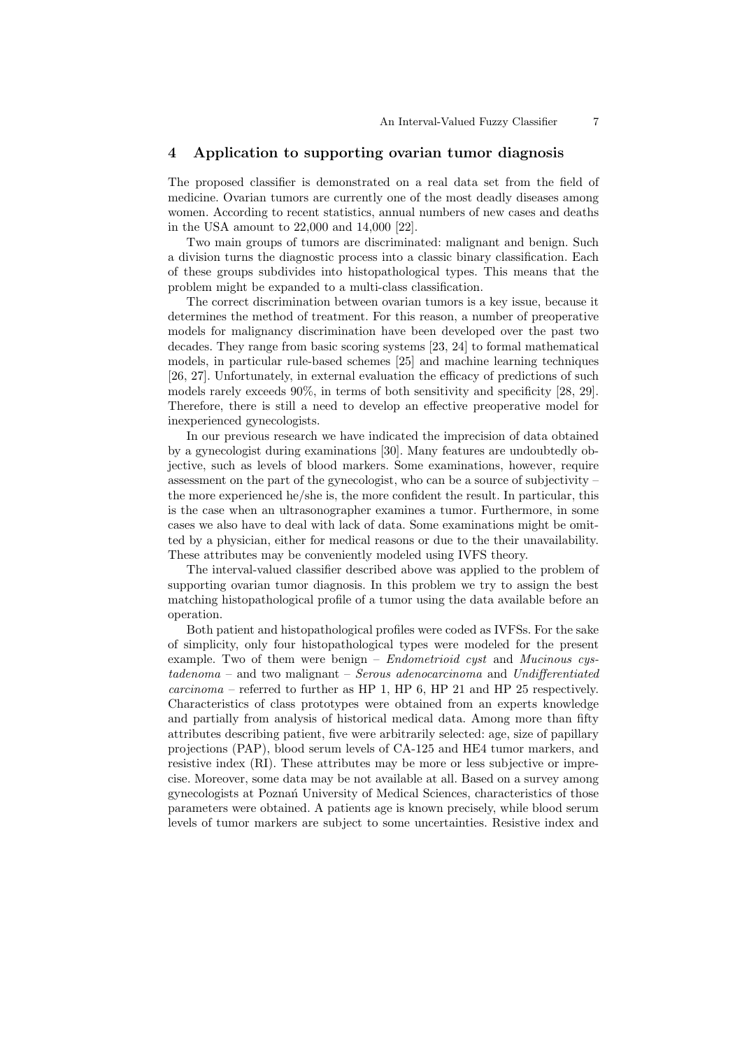## 4 Application to supporting ovarian tumor diagnosis

The proposed classifier is demonstrated on a real data set from the field of medicine. Ovarian tumors are currently one of the most deadly diseases among women. According to recent statistics, annual numbers of new cases and deaths in the USA amount to 22,000 and 14,000 [22].

Two main groups of tumors are discriminated: malignant and benign. Such a division turns the diagnostic process into a classic binary classification. Each of these groups subdivides into histopathological types. This means that the problem might be expanded to a multi-class classification.

The correct discrimination between ovarian tumors is a key issue, because it determines the method of treatment. For this reason, a number of preoperative models for malignancy discrimination have been developed over the past two decades. They range from basic scoring systems [23, 24] to formal mathematical models, in particular rule-based schemes [25] and machine learning techniques [26, 27]. Unfortunately, in external evaluation the efficacy of predictions of such models rarely exceeds 90%, in terms of both sensitivity and specificity [28, 29]. Therefore, there is still a need to develop an effective preoperative model for inexperienced gynecologists.

In our previous research we have indicated the imprecision of data obtained by a gynecologist during examinations [30]. Many features are undoubtedly objective, such as levels of blood markers. Some examinations, however, require assessment on the part of the gynecologist, who can be a source of subjectivity – the more experienced he/she is, the more confident the result. In particular, this is the case when an ultrasonographer examines a tumor. Furthermore, in some cases we also have to deal with lack of data. Some examinations might be omitted by a physician, either for medical reasons or due to the their unavailability. These attributes may be conveniently modeled using IVFS theory.

The interval-valued classifier described above was applied to the problem of supporting ovarian tumor diagnosis. In this problem we try to assign the best matching histopathological profile of a tumor using the data available before an operation.

Both patient and histopathological profiles were coded as IVFSs. For the sake of simplicity, only four histopathological types were modeled for the present example. Two of them were benign – *Endometrioid cyst* and *Mucinous cystadenoma* – and two malignant – *Serous adenocarcinoma* and *Undifferentiated carcinoma* – referred to further as HP 1, HP 6, HP 21 and HP 25 respectively. Characteristics of class prototypes were obtained from an experts knowledge and partially from analysis of historical medical data. Among more than fifty attributes describing patient, five were arbitrarily selected: age, size of papillary projections (PAP), blood serum levels of CA-125 and HE4 tumor markers, and resistive index (RI). These attributes may be more or less subjective or imprecise. Moreover, some data may be not available at all. Based on a survey among gynecologists at Poznań University of Medical Sciences, characteristics of those parameters were obtained. A patients age is known precisely, while blood serum levels of tumor markers are subject to some uncertainties. Resistive index and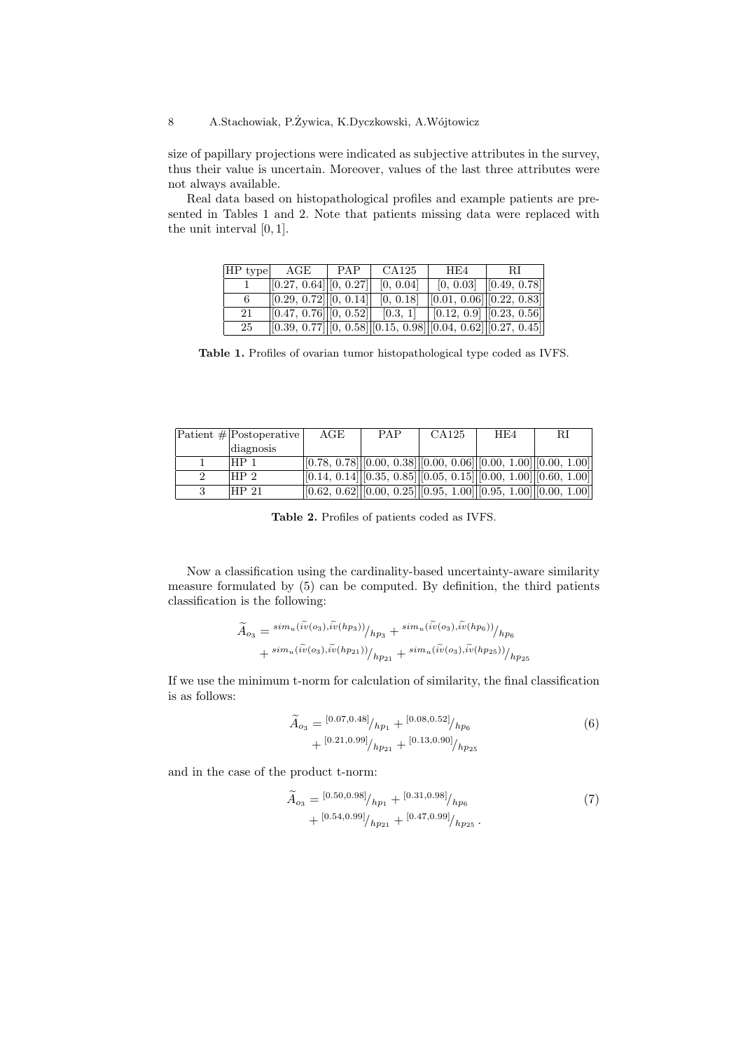size of papillary projections were indicated as subjective attributes in the survey, thus their value is uncertain. Moreover, values of the last three attributes were not always available.

Real data based on histopathological profiles and example patients are presented in Tables 1 and 2. Note that patients missing data were replaced with the unit interval $[0, 1]$.

| HP type | AGE | PAP | CA125 | HE4 | RI |
|---|---|---|---|---|---|
| 1 | [0.27, 0.64] | [0, 0.27] | [0, 0.04] | [0, 0.03] | [0.49, 0.78] |
| 6 | [0.29, 0.72] | [0, 0.14] | [0, 0.18] | [0.01, 0.06] | [0.22, 0.83] |
| 21 | [0.47, 0.76] | [0, 0.52] | [0.3, 1] | [0.12, 0.9] | [0.23, 0.56] |
| 25 | [0.39, 0.77] | [0, 0.58] | [0.15, 0.98] | [0.04, 0.62] | [0.27, 0.45] |

**Table 1.** Profiles of ovarian tumor histopathological type coded as IVFS.

| Patient # | Postoperative diagnosis | AGE | PAP | CA125 | HE4 | RI |
|---|---|---|---|---|---|---|
| 1 | HP 1 | [0.78, 0.78] | [0.00, 0.38] | [0.00, 0.06] | [0.00, 1.00] | [0.00, 1.00] |
| 2 | HP 2 | [0.14, 0.14] | [0.35, 0.85] | [0.05, 0.15] | [0.00, 1.00] | [0.60, 1.00] |
| 3 | HP 21 | [0.62, 0.62] | [0.00, 0.25] | [0.95, 1.00] | [0.95, 1.00] | [0.00, 1.00] |

**Table 2.** Profiles of patients coded as IVFS.

Now a classification using the cardinality-based uncertainty-aware similarity measure formulated by (5) can be computed. By definition, the third patients classification is the following:

$$\widetilde{A}_{o_3} = {}^{sim_u(\widetilde{iv}(o_3),\widetilde{iv}(hp_3))}/_{hp_3} + {}^{sim_u(\widetilde{iv}(o_3),\widetilde{iv}(hp_6))}/_{hp_6} + {}^{sim_u(\widetilde{iv}(o_3),\widetilde{iv}(hp_{21}))}/_{hp_{21}} + {}^{sim_u(\widetilde{iv}(o_3),\widetilde{iv}(hp_{25}))}/_{hp_{25}}$$

If we use the minimum t-norm for calculation of similarity, the final classification is as follows:

$$\widetilde{A}_{o_3} = {}^{[0.07,0.48]}/_{hp_1} + {}^{[0.08,0.52]}/_{hp_6} + {}^{[0.21,0.99]}/_{hp_{21}} + {}^{[0.13,0.90]}/_{hp_{25}} \tag{6}$$

and in the case of the product t-norm:

$$\widetilde{A}_{o_3} = {}^{[0.50,0.98]}/_{hp_1} + {}^{[0.31,0.98]}/_{hp_6} + {}^{[0.54,0.99]}/_{hp_{21}} + {}^{[0.47,0.99]}/_{hp_{25}} . \tag{7}$$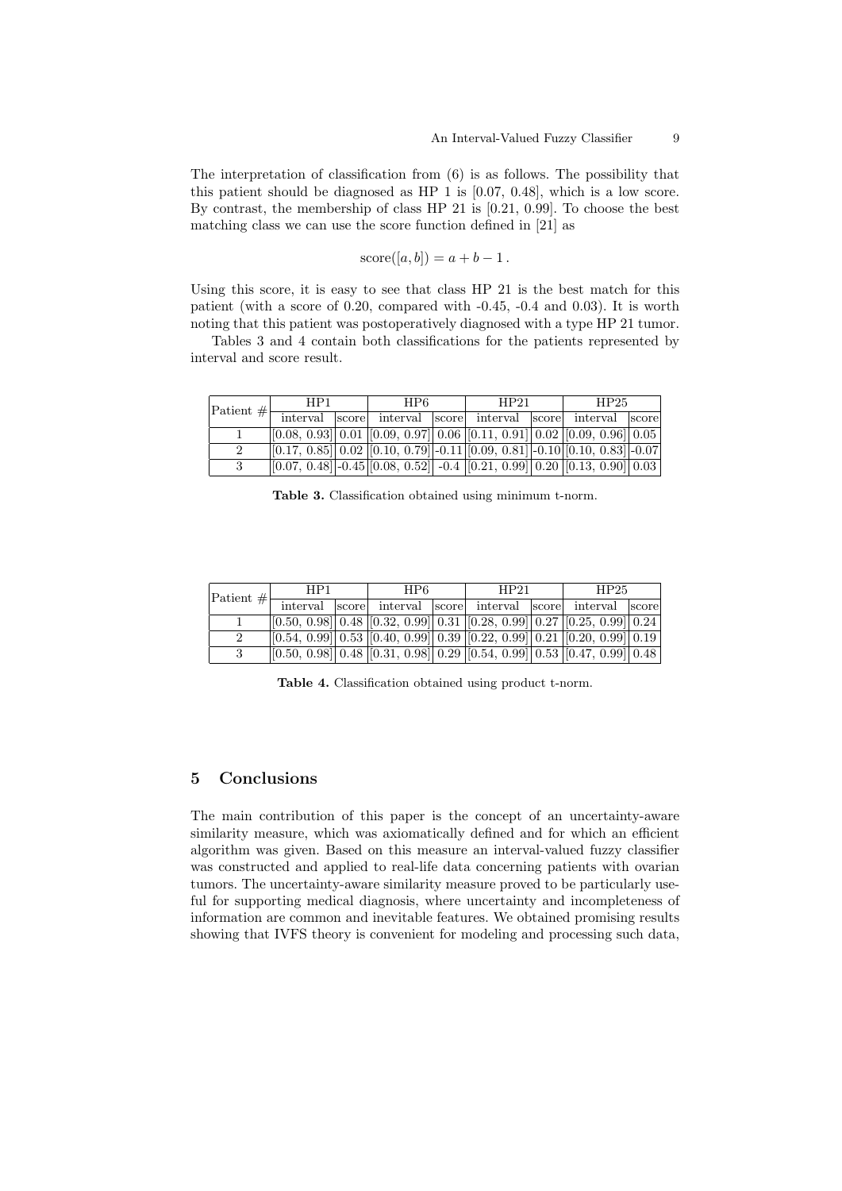The interpretation of classification from (6) is as follows. The possibility that this patient should be diagnosed as HP 1 is [0.07, 0.48], which is a low score. By contrast, the membership of class HP 21 is [0.21, 0.99]. To choose the best matching class we can use the score function defined in [21] as

$$\text{score}([a, b]) = a + b - 1 \, .$$

Using this score, it is easy to see that class HP 21 is the best match for this patient (with a score of 0.20, compared with -0.45, -0.4 and 0.03). It is worth noting that this patient was postoperatively diagnosed with a type HP 21 tumor.

Tables 3 and 4 contain both classifications for the patients represented by interval and score result.

| Patient # | HP1 | | HP6 | | HP21 | | HP25 | |
|---|---|---|---|---|---|---|---|---|
| | interval | score | interval | score | interval | score | interval | score |
| 1 | [0.08, 0.93] | 0.01 | [0.09, 0.97] | 0.06 | [0.11, 0.91] | 0.02 | [0.09, 0.96] | 0.05 |
| 2 | [0.17, 0.85] | 0.02 | [0.10, 0.79] | -0.11 | [0.09, 0.81] | -0.10 | [0.10, 0.83] | -0.07 |
| 3 | [0.07, 0.48] | -0.45 | [0.08, 0.52] | -0.4 | [0.21, 0.99] | 0.20 | [0.13, 0.90] | 0.03 |

**Table 3.** Classification obtained using minimum t-norm.

| Patient # | HP1 | | HP6 | | HP21 | | HP25 | |
|---|---|---|---|---|---|---|---|---|
| | interval | score | interval | score | interval | score | interval | score |
| 1 | [0.50, 0.98] | 0.48 | [0.32, 0.99] | 0.31 | [0.28, 0.99] | 0.27 | [0.25, 0.99] | 0.24 |
| 2 | [0.54, 0.99] | 0.53 | [0.40, 0.99] | 0.39 | [0.22, 0.99] | 0.21 | [0.20, 0.99] | 0.19 |
| 3 | [0.50, 0.98] | 0.48 | [0.31, 0.98] | 0.29 | [0.54, 0.99] | 0.53 | [0.47, 0.99] | 0.48 |

**Table 4.** Classification obtained using product t-norm.

## 5 Conclusions

The main contribution of this paper is the concept of an uncertainty-aware similarity measure, which was axiomatically defined and for which an efficient algorithm was given. Based on this measure an interval-valued fuzzy classifier was constructed and applied to real-life data concerning patients with ovarian tumors. The uncertainty-aware similarity measure proved to be particularly useful for supporting medical diagnosis, where uncertainty and incompleteness of information are common and inevitable features. We obtained promising results showing that IVFS theory is convenient for modeling and processing such data,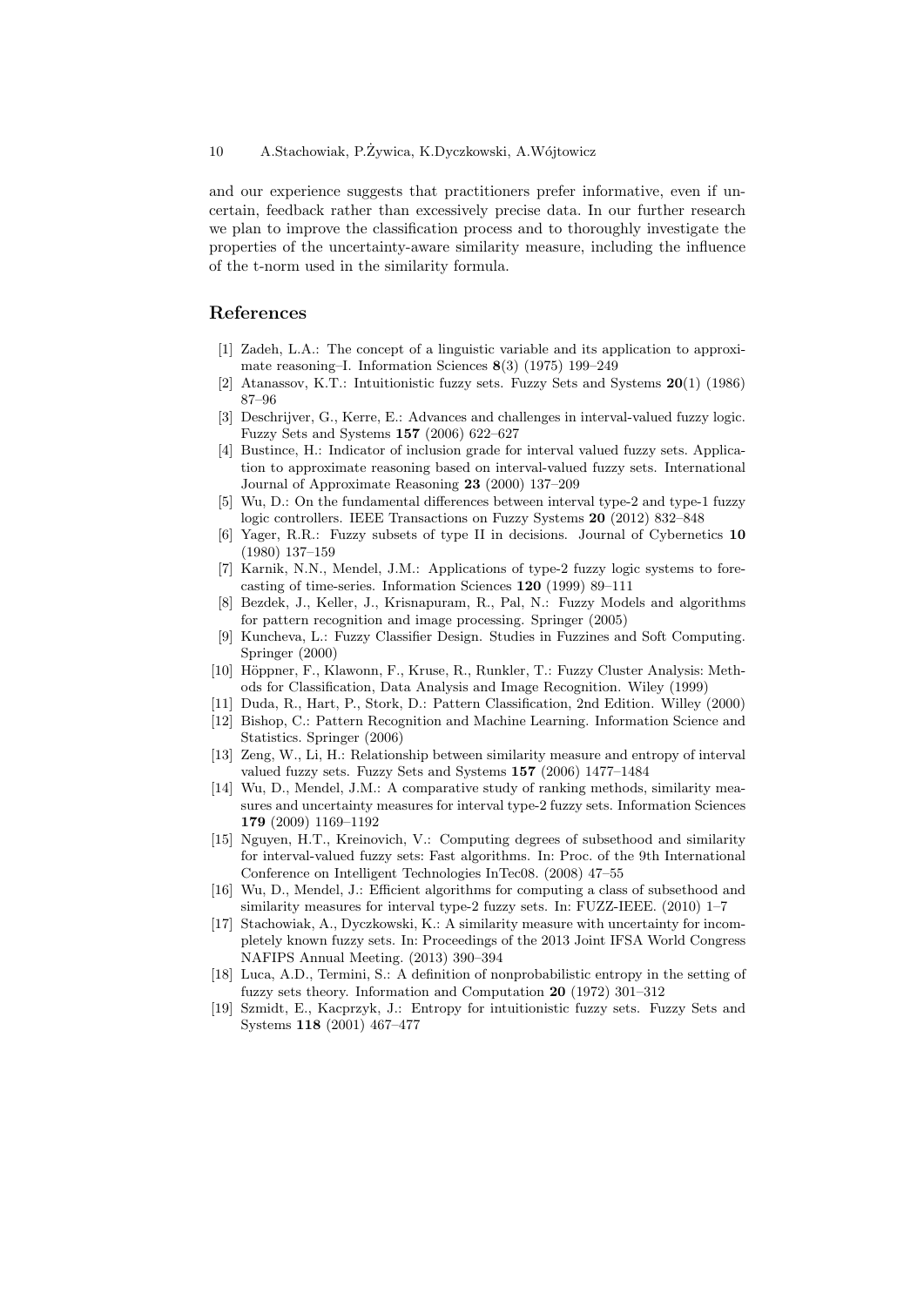and our experience suggests that practitioners prefer informative, even if uncertain, feedback rather than excessively precise data. In our further research we plan to improve the classification process and to thoroughly investigate the properties of the uncertainty-aware similarity measure, including the influence of the t-norm used in the similarity formula.

## References

[1] Zadeh, L.A.: The concept of a linguistic variable and its application to approximate reasoning–I. Information Sciences **8**(3) (1975) 199–249

[2] Atanassov, K.T.: Intuitionistic fuzzy sets. Fuzzy Sets and Systems **20**(1) (1986) 87–96

[3] Deschrijver, G., Kerre, E.: Advances and challenges in interval-valued fuzzy logic. Fuzzy Sets and Systems **157** (2006) 622–627

[4] Bustince, H.: Indicator of inclusion grade for interval valued fuzzy sets. Application to approximate reasoning based on interval-valued fuzzy sets. International Journal of Approximate Reasoning **23** (2000) 137–209

[5] Wu, D.: On the fundamental differences between interval type-2 and type-1 fuzzy logic controllers. IEEE Transactions on Fuzzy Systems **20** (2012) 832–848

[6] Yager, R.R.: Fuzzy subsets of type II in decisions. Journal of Cybernetics **10** (1980) 137–159

[7] Karnik, N.N., Mendel, J.M.: Applications of type-2 fuzzy logic systems to forecasting of time-series. Information Sciences **120** (1999) 89–111

[8] Bezdek, J., Keller, J., Krisnapuram, R., Pal, N.: Fuzzy Models and algorithms for pattern recognition and image processing. Springer (2005)

[9] Kuncheva, L.: Fuzzy Classifier Design. Studies in Fuzzines and Soft Computing. Springer (2000)

[10] Höppner, F., Klawonn, F., Kruse, R., Runkler, T.: Fuzzy Cluster Analysis: Methods for Classification, Data Analysis and Image Recognition. Wiley (1999)

[11] Duda, R., Hart, P., Stork, D.: Pattern Classification, 2nd Edition. Willey (2000)

[12] Bishop, C.: Pattern Recognition and Machine Learning. Information Science and Statistics. Springer (2006)

[13] Zeng, W., Li, H.: Relationship between similarity measure and entropy of interval valued fuzzy sets. Fuzzy Sets and Systems **157** (2006) 1477–1484

[14] Wu, D., Mendel, J.M.: A comparative study of ranking methods, similarity measures and uncertainty measures for interval type-2 fuzzy sets. Information Sciences **179** (2009) 1169–1192

[15] Nguyen, H.T., Kreinovich, V.: Computing degrees of subsethood and similarity for interval-valued fuzzy sets: Fast algorithms. In: Proc. of the 9th International Conference on Intelligent Technologies InTec08. (2008) 47–55

[16] Wu, D., Mendel, J.: Efficient algorithms for computing a class of subsethood and similarity measures for interval type-2 fuzzy sets. In: FUZZ-IEEE. (2010) 1–7

[17] Stachowiak, A., Dyczkowski, K.: A similarity measure with uncertainty for incompletely known fuzzy sets. In: Proceedings of the 2013 Joint IFSA World Congress NAFIPS Annual Meeting. (2013) 390–394

[18] Luca, A.D., Termini, S.: A definition of nonprobabilistic entropy in the setting of fuzzy sets theory. Information and Computation **20** (1972) 301–312

[19] Szmidt, E., Kacprzyk, J.: Entropy for intuitionistic fuzzy sets. Fuzzy Sets and Systems **118** (2001) 467–477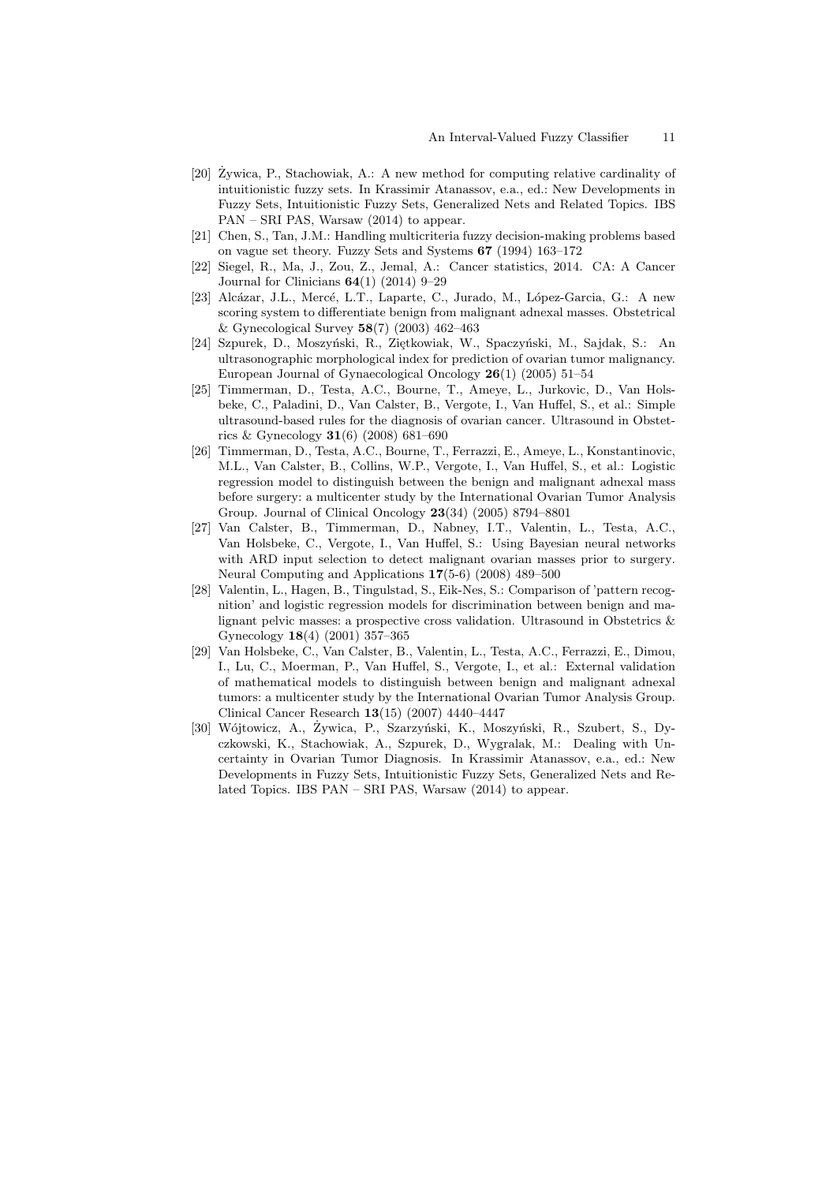[20] Żywica, P., Stachowiak, A.: A new method for computing relative cardinality of intuitionistic fuzzy sets. In Krassimir Atanassov, e.a., ed.: New Developments in Fuzzy Sets, Intuitionistic Fuzzy Sets, Generalized Nets and Related Topics. IBS PAN – SRI PAS, Warsaw (2014) to appear.

[21] Chen, S., Tan, J.M.: Handling multicriteria fuzzy decision-making problems based on vague set theory. Fuzzy Sets and Systems **67** (1994) 163–172

[22] Siegel, R., Ma, J., Zou, Z., Jemal, A.: Cancer statistics, 2014. CA: A Cancer Journal for Clinicians **64**(1) (2014) 9–29

[23] Alcázar, J.L., Mercé, L.T., Laparte, C., Jurado, M., López-Garcia, G.: A new scoring system to differentiate benign from malignant adnexal masses. Obstetrical & Gynecological Survey **58**(7) (2003) 462–463

[24] Szpurek, D., Moszyński, R., Ziętkowiak, W., Spaczyński, M., Sajdak, S.: An ultrasonographic morphological index for prediction of ovarian tumor malignancy. European Journal of Gynaecological Oncology **26**(1) (2005) 51–54

[25] Timmerman, D., Testa, A.C., Bourne, T., Ameye, L., Jurkovic, D., Van Holsbeke, C., Paladini, D., Van Calster, B., Vergote, I., Van Huffel, S., et al.: Simple ultrasound-based rules for the diagnosis of ovarian cancer. Ultrasound in Obstetrics & Gynecology **31**(6) (2008) 681–690

[26] Timmerman, D., Testa, A.C., Bourne, T., Ferrazzi, E., Ameye, L., Konstantinovic, M.L., Van Calster, B., Collins, W.P., Vergote, I., Van Huffel, S., et al.: Logistic regression model to distinguish between the benign and malignant adnexal mass before surgery: a multicenter study by the International Ovarian Tumor Analysis Group. Journal of Clinical Oncology **23**(34) (2005) 8794–8801

[27] Van Calster, B., Timmerman, D., Nabney, I.T., Valentin, L., Testa, A.C., Van Holsbeke, C., Vergote, I., Van Huffel, S.: Using Bayesian neural networks with ARD input selection to detect malignant ovarian masses prior to surgery. Neural Computing and Applications **17**(5-6) (2008) 489–500

[28] Valentin, L., Hagen, B., Tingulstad, S., Eik-Nes, S.: Comparison of 'pattern recognition' and logistic regression models for discrimination between benign and malignant pelvic masses: a prospective cross validation. Ultrasound in Obstetrics & Gynecology **18**(4) (2001) 357–365

[29] Van Holsbeke, C., Van Calster, B., Valentin, L., Testa, A.C., Ferrazzi, E., Dimou, I., Lu, C., Moerman, P., Van Huffel, S., Vergote, I., et al.: External validation of mathematical models to distinguish between benign and malignant adnexal tumors: a multicenter study by the International Ovarian Tumor Analysis Group. Clinical Cancer Research **13**(15) (2007) 4440–4447

[30] Wójtowicz, A., Żywica, P., Szarzyński, K., Moszyński, R., Szubert, S., Dyczkowski, K., Stachowiak, A., Szpurek, D., Wygralak, M.: Dealing with Uncertainty in Ovarian Tumor Diagnosis. In Krassimir Atanassov, e.a., ed.: New Developments in Fuzzy Sets, Intuitionistic Fuzzy Sets, Generalized Nets and Related Topics. IBS PAN – SRI PAS, Warsaw (2014) to appear.